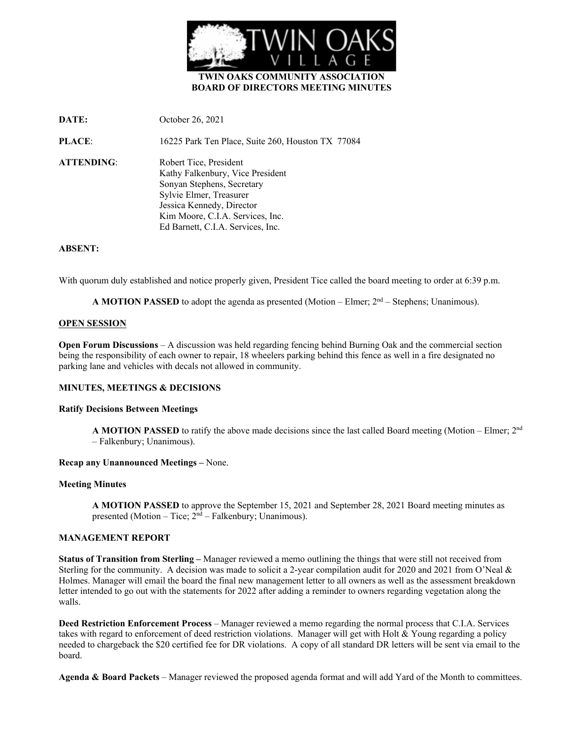# TWIN OAKS COMMUNITY ASSOCIATION
## BOARD OF DIRECTORS MEETING MINUTES

**DATE:** October 26, 2021

**PLACE**: 16225 Park Ten Place, Suite 260, Houston TX 77084

**ATTENDING**:
Robert Tice, President
Kathy Falkenbury, Vice President
Sonyan Stephens, Secretary
Sylvie Elmer, Treasurer
Jessica Kennedy, Director
Kim Moore, C.I.A. Services, Inc.
Ed Barnett, C.I.A. Services, Inc.

**ABSENT:**

With quorum duly established and notice properly given, President Tice called the board meeting to order at 6:39 p.m.

> **A MOTION PASSED** to adopt the agenda as presented (Motion – Elmer; 2nd – Stephens; Unanimous).

### OPEN SESSION

**Open Forum Discussions** – A discussion was held regarding fencing behind Burning Oak and the commercial section being the responsibility of each owner to repair, 18 wheelers parking behind this fence as well in a fire designated no parking lane and vehicles with decals not allowed in community.

### MINUTES, MEETINGS & DECISIONS

**Ratify Decisions Between Meetings**

> **A MOTION PASSED** to ratify the above made decisions since the last called Board meeting (Motion – Elmer; 2nd – Falkenbury; Unanimous).

**Recap any Unannounced Meetings –** None.

**Meeting Minutes**

> **A MOTION PASSED** to approve the September 15, 2021 and September 28, 2021 Board meeting minutes as presented (Motion – Tice; 2nd – Falkenbury; Unanimous).

### MANAGEMENT REPORT

**Status of Transition from Sterling –** Manager reviewed a memo outlining the things that were still not received from Sterling for the community. A decision was made to solicit a 2-year compilation audit for 2020 and 2021 from O'Neal & Holmes. Manager will email the board the final new management letter to all owners as well as the assessment breakdown letter intended to go out with the statements for 2022 after adding a reminder to owners regarding vegetation along the walls.

**Deed Restriction Enforcement Process** – Manager reviewed a memo regarding the normal process that C.I.A. Services takes with regard to enforcement of deed restriction violations. Manager will get with Holt & Young regarding a policy needed to chargeback the $20 certified fee for DR violations. A copy of all standard DR letters will be sent via email to the board.

**Agenda & Board Packets** – Manager reviewed the proposed agenda format and will add Yard of the Month to committees.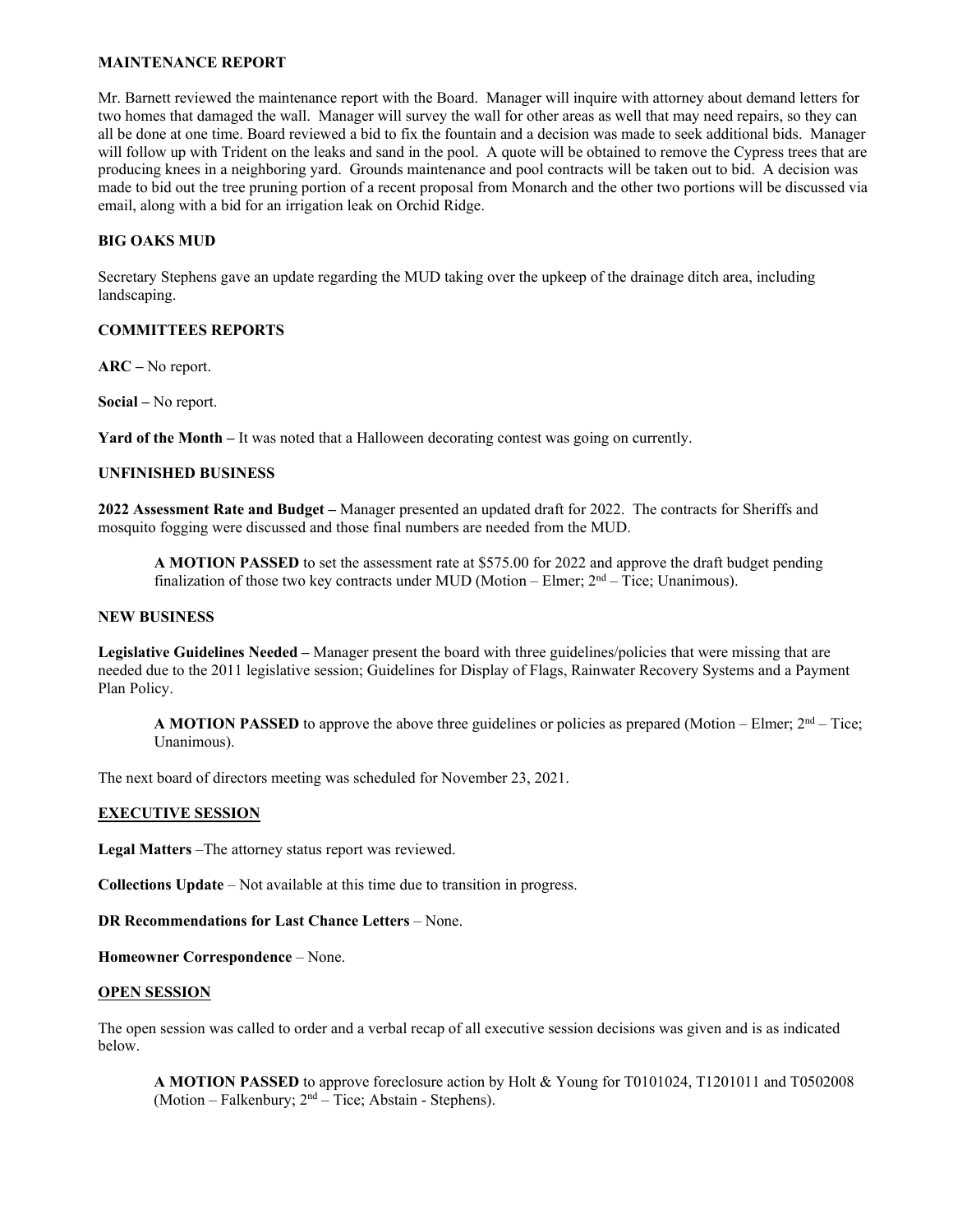## MAINTENANCE REPORT

Mr. Barnett reviewed the maintenance report with the Board. Manager will inquire with attorney about demand letters for two homes that damaged the wall. Manager will survey the wall for other areas as well that may need repairs, so they can all be done at one time. Board reviewed a bid to fix the fountain and a decision was made to seek additional bids. Manager will follow up with Trident on the leaks and sand in the pool. A quote will be obtained to remove the Cypress trees that are producing knees in a neighboring yard. Grounds maintenance and pool contracts will be taken out to bid. A decision was made to bid out the tree pruning portion of a recent proposal from Monarch and the other two portions will be discussed via email, along with a bid for an irrigation leak on Orchid Ridge.

## BIG OAKS MUD

Secretary Stephens gave an update regarding the MUD taking over the upkeep of the drainage ditch area, including landscaping.

## COMMITTEES REPORTS

**ARC –** No report.

**Social –** No report.

**Yard of the Month –** It was noted that a Halloween decorating contest was going on currently.

## UNFINISHED BUSINESS

**2022 Assessment Rate and Budget –** Manager presented an updated draft for 2022. The contracts for Sheriffs and mosquito fogging were discussed and those final numbers are needed from the MUD.

> **A MOTION PASSED** to set the assessment rate at $575.00 for 2022 and approve the draft budget pending finalization of those two key contracts under MUD (Motion – Elmer; 2nd – Tice; Unanimous).

## NEW BUSINESS

**Legislative Guidelines Needed –** Manager present the board with three guidelines/policies that were missing that are needed due to the 2011 legislative session; Guidelines for Display of Flags, Rainwater Recovery Systems and a Payment Plan Policy.

> **A MOTION PASSED** to approve the above three guidelines or policies as prepared (Motion – Elmer; 2nd – Tice; Unanimous).

The next board of directors meeting was scheduled for November 23, 2021.

## EXECUTIVE SESSION

**Legal Matters** –The attorney status report was reviewed.

**Collections Update** – Not available at this time due to transition in progress.

**DR Recommendations for Last Chance Letters** – None.

**Homeowner Correspondence** – None.

## OPEN SESSION

The open session was called to order and a verbal recap of all executive session decisions was given and is as indicated below.

> **A MOTION PASSED** to approve foreclosure action by Holt & Young for T0101024, T1201011 and T0502008 (Motion – Falkenbury; 2nd – Tice; Abstain - Stephens).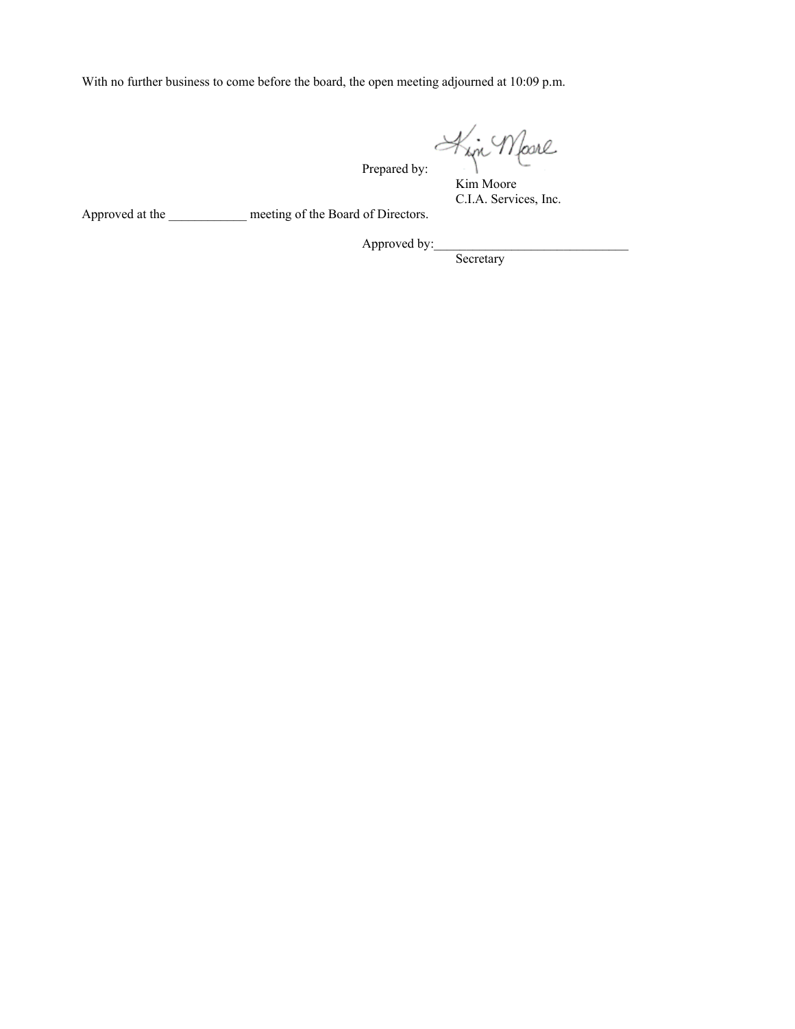With no further business to come before the board, the open meeting adjourned at 10:09 p.m.

Prepared by:

Kim Moore
C.I.A. Services, Inc.

Approved at the ____________ meeting of the Board of Directors.

Approved by:_______________________________
Secretary